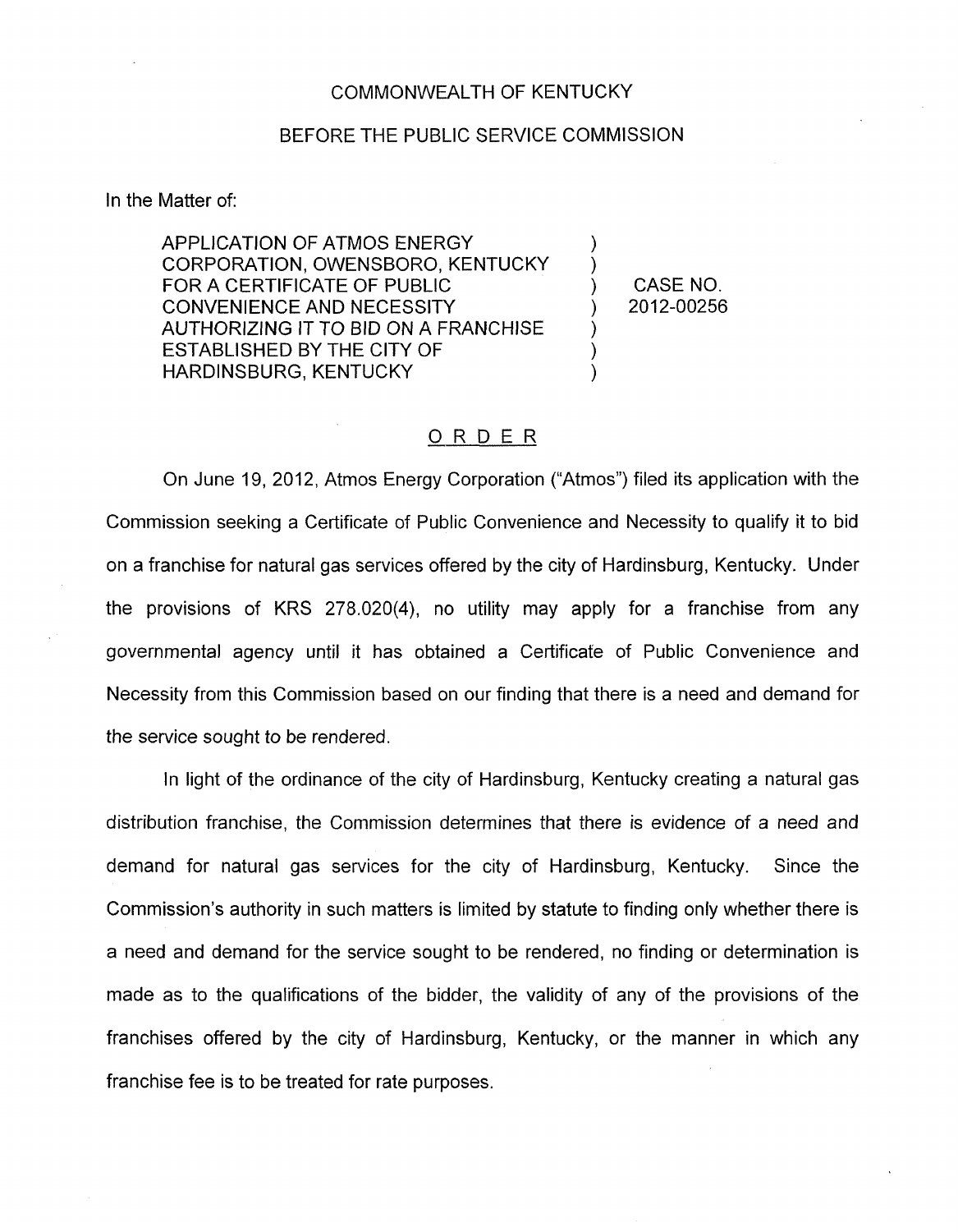COMMONWEALTH OF KENTUCKY

BEFORE THE PUBLIC SERVICE COMMISSION

In the Matter of:

| | | |
|---|---|---|
| APPLICATION OF ATMOS ENERGY CORPORATION, OWENSBORO, KENTUCKY FOR A CERTIFICATE OF PUBLIC CONVENIENCE AND NECESSITY AUTHORIZING IT TO BID ON A FRANCHISE ESTABLISHED BY THE CITY OF HARDINSBURG, KENTUCKY | ) | CASE NO. 2012-00256 |

## ORDER

On June 19, 2012, Atmos Energy Corporation ("Atmos") filed its application with the Commission seeking a Certificate of Public Convenience and Necessity to qualify it to bid on a franchise for natural gas services offered by the city of Hardinsburg, Kentucky. Under the provisions of KRS 278.020(4), no utility may apply for a franchise from any governmental agency until it has obtained a Certificate of Public Convenience and Necessity from this Commission based on our finding that there is a need and demand for the service sought to be rendered.

In light of the ordinance of the city of Hardinsburg, Kentucky creating a natural gas distribution franchise, the Commission determines that there is evidence of a need and demand for natural gas services for the city of Hardinsburg, Kentucky. Since the Commission's authority in such matters is limited by statute to finding only whether there is a need and demand for the service sought to be rendered, no finding or determination is made as to the qualifications of the bidder, the validity of any of the provisions of the franchises offered by the city of Hardinsburg, Kentucky, or the manner in which any franchise fee is to be treated for rate purposes.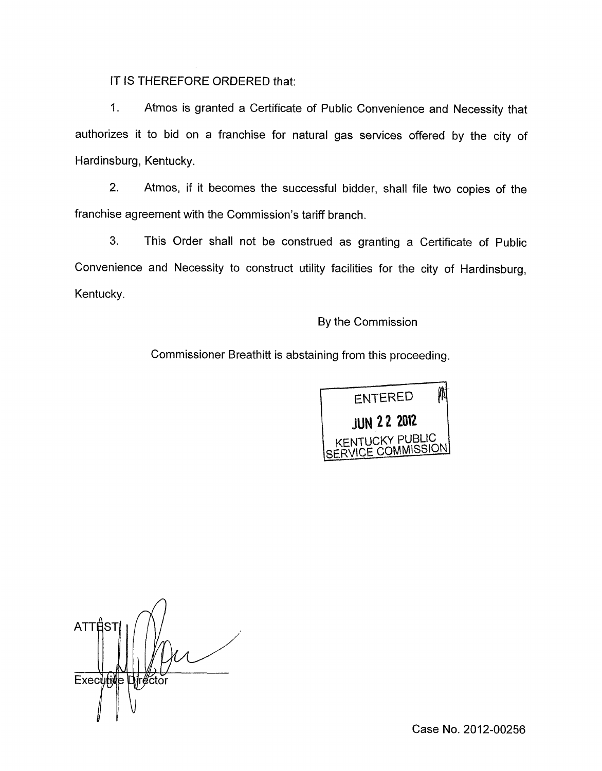IT IS THEREFORE ORDERED that:

1. Atmos is granted a Certificate of Public Convenience and Necessity that authorizes it to bid on a franchise for natural gas services offered by the city of Hardinsburg, Kentucky.

2. Atmos, if it becomes the successful bidder, shall file two copies of the franchise agreement with the Commission's tariff branch.

3. This Order shall not be construed as granting a Certificate of Public Convenience and Necessity to construct utility facilities for the city of Hardinsburg, Kentucky.

By the Commission

Commissioner Breathitt is abstaining from this proceeding.

ENTERED
JUN 22 2012
KENTUCKY PUBLIC SERVICE COMMISSION

ATTEST:

Executive Director

Case No. 2012-00256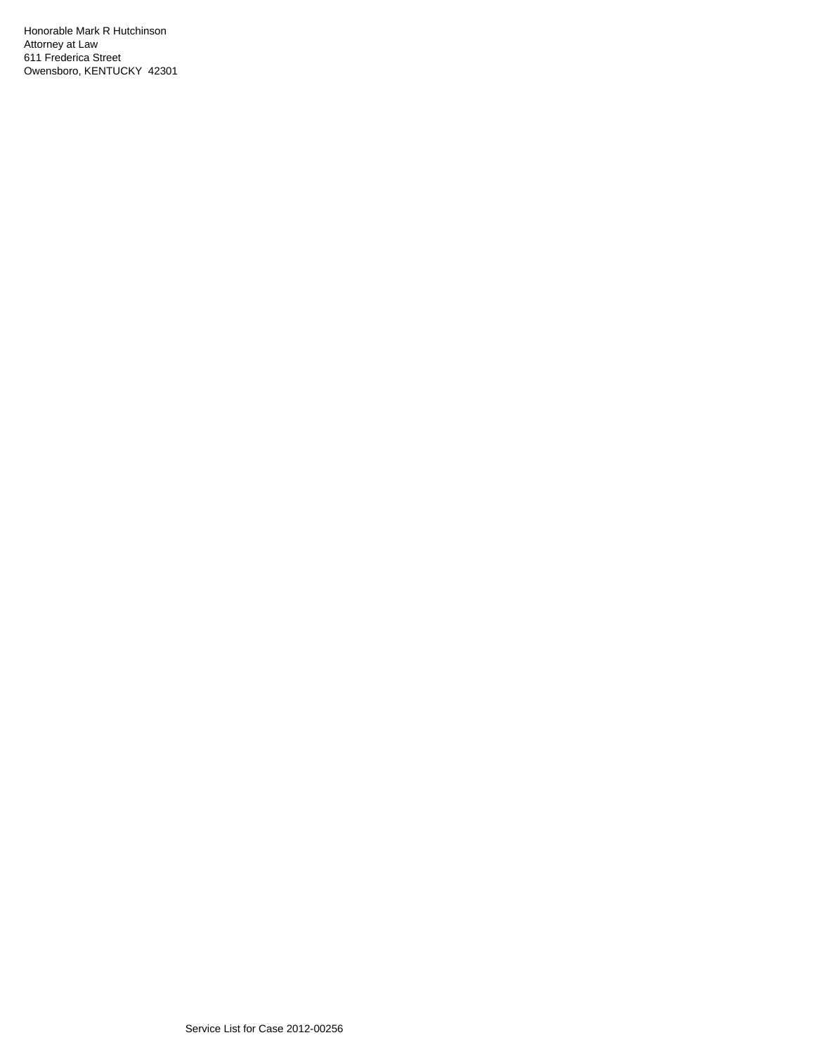Honorable Mark R Hutchinson
Attorney at Law
611 Frederica Street
Owensboro, KENTUCKY  42301